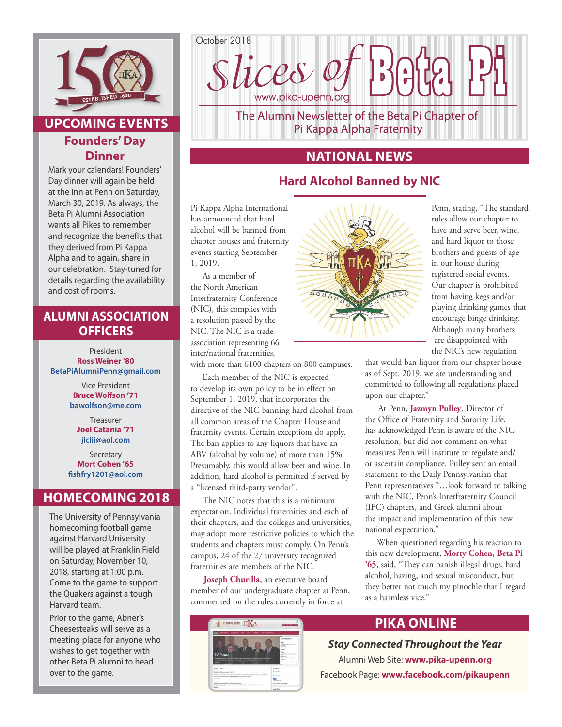October 2018

# Slices of Beta Pi

www.pika-upenn.org

The Alumni Newsletter of the Beta Pi Chapter of Pi Kappa Alpha Fraternity

## NATIONAL NEWS

### Hard Alcohol Banned by NIC

Pi Kappa Alpha International has announced that hard alcohol will be banned from chapter houses and fraternity events starting September 1, 2019.

As a member of the North American Interfraternity Conference (NIC), this complies with a resolution passed by the NIC. The NIC is a trade association representing 66 inter/national fraternities, with more than 6100 chapters on 800 campuses.

Each member of the NIC is expected to develop its own policy to be in effect on September 1, 2019, that incorporates the directive of the NIC banning hard alcohol from all common areas of the Chapter House and fraternity events. Certain exceptions do apply. The ban applies to any liquors that have an ABV (alcohol by volume) of more than 15%. Presumably, this would allow beer and wine. In addition, hard alcohol is permitted if served by a "licensed third-party vendor".

The NIC notes that this is a minimum expectation. Individual fraternities and each of their chapters, and the colleges and universities, may adopt more restrictive policies to which the students and chapters must comply. On Penn's campus, 24 of the 27 university recognized fraternities are members of the NIC.

**Joseph Churilla**, an executive board member of our undergraduate chapter at Penn, commented on the rules currently in force at Penn, stating, "The standard rules allow our chapter to have and serve beer, wine, and hard liquor to those brothers and guests of age in our house during registered social events. Our chapter is prohibited from having kegs and/or playing drinking games that encourage binge drinking. Although many brothers are disappointed with the NIC's new regulation that would ban liquor from our chapter house as of Sept. 2019, we are understanding and committed to following all regulations placed upon our chapter."

At Penn, **Jazmyn Pulley**, Director of the Office of Fraternity and Sorority Life, has acknowledged Penn is aware of the NIC resolution, but did not comment on what measures Penn will institute to regulate and/or ascertain compliance. Pulley sent an email statement to the Daily Pennsylvanian that Penn representatives "…look forward to talking with the NIC, Penn's Interfraternity Council (IFC) chapters, and Greek alumni about the impact and implementation of this new national expectation."

When questioned regarding his reaction to this new development, **Morty Cohen, Beta Pi '65**, said, "They can banish illegal drugs, hard alcohol, hazing, and sexual misconduct, but they better not touch my pinochle that I regard as a harmless vice."

## UPCOMING EVENTS

### Founders' Day Dinner

Mark your calendars! Founders' Day dinner will again be held at the Inn at Penn on Saturday, March 30, 2019. As always, the Beta Pi Alumni Association wants all Pikes to remember and recognize the benefits that they derived from Pi Kappa Alpha and to again, share in our celebration. Stay-tuned for details regarding the availability and cost of rooms.

## ALUMNI ASSOCIATION OFFICERS

President
**Ross Weiner '80**
**BetaPiAlumniPenn@gmail.com**

Vice President
**Bruce Wolfson '71**
**bawolfson@me.com**

Treasurer
**Joel Catania '71**
**jlclii@aol.com**

Secretary
**Mort Cohen '65**
**fishfry1201@aol.com**

## HOMECOMING 2018

The University of Pennsylvania homecoming football game against Harvard University will be played at Franklin Field on Saturday, November 10, 2018, starting at 1:00 p.m. Come to the game to support the Quakers against a tough Harvard team.

Prior to the game, Abner's Cheesesteaks will serve as a meeting place for anyone who wishes to get together with other Beta Pi alumni to head over to the game.

## PIKA ONLINE

***Stay Connected Throughout the Year***

Alumni Web Site: **www.pika-upenn.org**

Facebook Page: **www.facebook.com/pikaupenn**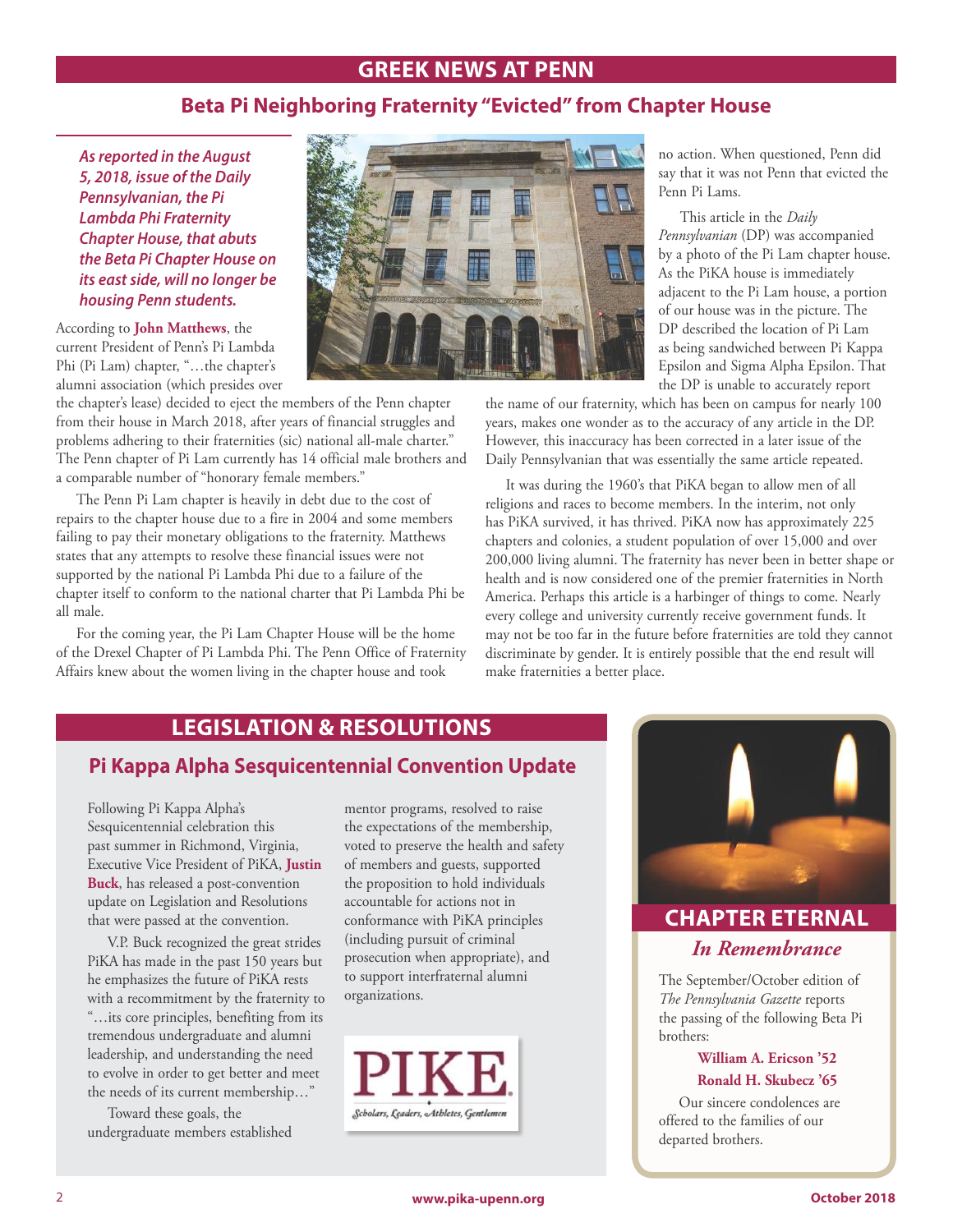# GREEK NEWS AT PENN

## Beta Pi Neighboring Fraternity "Evicted" from Chapter House

***As reported in the August 5, 2018, issue of the Daily Pennsylvanian, the Pi Lambda Phi Fraternity Chapter House, that abuts the Beta Pi Chapter House on its east side, will no longer be housing Penn students.***

According to **John Matthews**, the current President of Penn's Pi Lambda Phi (Pi Lam) chapter, "…the chapter's alumni association (which presides over the chapter's lease) decided to eject the members of the Penn chapter from their house in March 2018, after years of financial struggles and problems adhering to their fraternities (sic) national all-male charter." The Penn chapter of Pi Lam currently has 14 official male brothers and a comparable number of "honorary female members."

The Penn Pi Lam chapter is heavily in debt due to the cost of repairs to the chapter house due to a fire in 2004 and some members failing to pay their monetary obligations to the fraternity. Matthews states that any attempts to resolve these financial issues were not supported by the national Pi Lambda Phi due to a failure of the chapter itself to conform to the national charter that Pi Lambda Phi be all male.

For the coming year, the Pi Lam Chapter House will be the home of the Drexel Chapter of Pi Lambda Phi. The Penn Office of Fraternity Affairs knew about the women living in the chapter house and took no action. When questioned, Penn did say that it was not Penn that evicted the Penn Pi Lams.

This article in the *Daily Pennsylvanian* (DP) was accompanied by a photo of the Pi Lam chapter house. As the PiKA house is immediately adjacent to the Pi Lam house, a portion of our house was in the picture. The DP described the location of Pi Lam as being sandwiched between Pi Kappa Epsilon and Sigma Alpha Epsilon. That the DP is unable to accurately report the name of our fraternity, which has been on campus for nearly 100 years, makes one wonder as to the accuracy of any article in the DP. However, this inaccuracy has been corrected in a later issue of the Daily Pennsylvanian that was essentially the same article repeated.

It was during the 1960's that PiKA began to allow men of all religions and races to become members. In the interim, not only has PiKA survived, it has thrived. PiKA now has approximately 225 chapters and colonies, a student population of over 15,000 and over 200,000 living alumni. The fraternity has never been in better shape or health and is now considered one of the premier fraternities in North America. Perhaps this article is a harbinger of things to come. Nearly every college and university currently receive government funds. It may not be too far in the future before fraternities are told they cannot discriminate by gender. It is entirely possible that the end result will make fraternities a better place.

# LEGISLATION & RESOLUTIONS

## Pi Kappa Alpha Sesquicentennial Convention Update

Following Pi Kappa Alpha's Sesquicentennial celebration this past summer in Richmond, Virginia, Executive Vice President of PiKA, **Justin Buck**, has released a post-convention update on Legislation and Resolutions that were passed at the convention.

V.P. Buck recognized the great strides PiKA has made in the past 150 years but he emphasizes the future of PiKA rests with a recommitment by the fraternity to "…its core principles, benefiting from its tremendous undergraduate and alumni leadership, and understanding the need to evolve in order to get better and meet the needs of its current membership…"

Toward these goals, the undergraduate members established mentor programs, resolved to raise the expectations of the membership, voted to preserve the health and safety of members and guests, supported the proposition to hold individuals accountable for actions not in conformance with PiKA principles (including pursuit of criminal prosecution when appropriate), and to support interfraternal alumni organizations.

PIKE
Scholars, Leaders, Athletes, Gentlemen

# CHAPTER ETERNAL

### *In Remembrance*

The September/October edition of *The Pennsylvania Gazette* reports the passing of the following Beta Pi brothers:

**William A. Ericson '52**
**Ronald H. Skubecz '65**

Our sincere condolences are offered to the families of our departed brothers.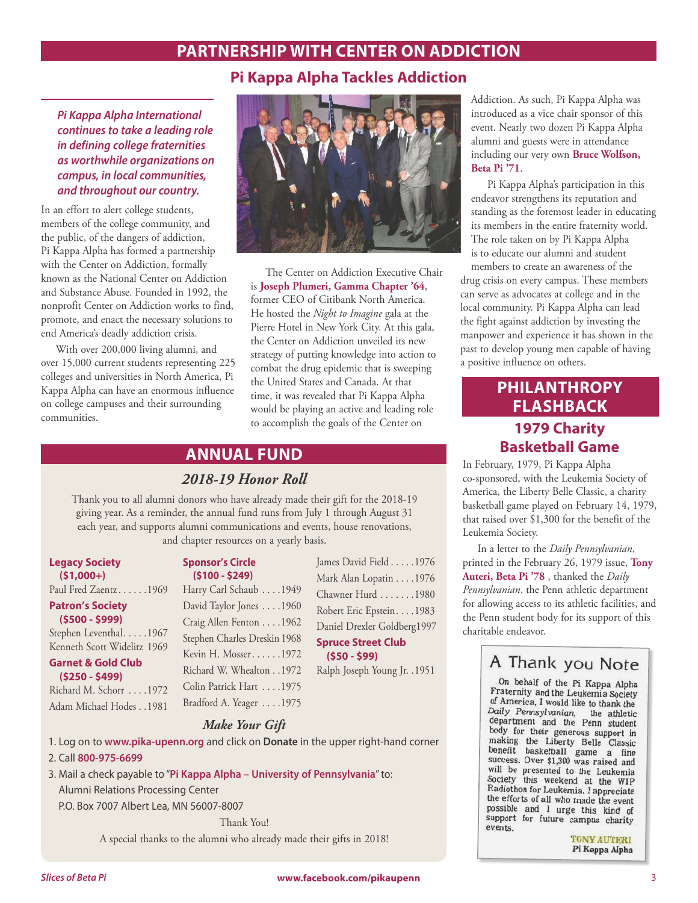# PARTNERSHIP WITH CENTER ON ADDICTION

## Pi Kappa Alpha Tackles Addiction

***Pi Kappa Alpha International continues to take a leading role in defining college fraternities as worthwhile organizations on campus, in local communities, and throughout our country.***

In an effort to alert college students, members of the college community, and the public, of the dangers of addiction, Pi Kappa Alpha has formed a partnership with the Center on Addiction, formally known as the National Center on Addiction and Substance Abuse. Founded in 1992, the nonprofit Center on Addiction works to find, promote, and enact the necessary solutions to end America's deadly addiction crisis.

With over 200,000 living alumni, and over 15,000 current students representing 225 colleges and universities in North America, Pi Kappa Alpha can have an enormous influence on college campuses and their surrounding communities.

The Center on Addiction Executive Chair is **Joseph Plumeri, Gamma Chapter '64**, former CEO of Citibank North America. He hosted the *Night to Imagine* gala at the Pierre Hotel in New York City. At this gala, the Center on Addiction unveiled its new strategy of putting knowledge into action to combat the drug epidemic that is sweeping the United States and Canada. At that time, it was revealed that Pi Kappa Alpha would be playing an active and leading role to accomplish the goals of the Center on Addiction. As such, Pi Kappa Alpha was introduced as a vice chair sponsor of this event. Nearly two dozen Pi Kappa Alpha alumni and guests were in attendance including our very own **Bruce Wolfson, Beta Pi '71**.

Pi Kappa Alpha's participation in this endeavor strengthens its reputation and standing as the foremost leader in educating its members in the entire fraternity world. The role taken on by Pi Kappa Alpha is to educate our alumni and student members to create an awareness of the drug crisis on every campus. These members can serve as advocates at college and in the local community. Pi Kappa Alpha can lead the fight against addiction by investing the manpower and experience it has shown in the past to develop young men capable of having a positive influence on others.

# ANNUAL FUND

## *2018-19 Honor Roll*

Thank you to all alumni donors who have already made their gift for the 2018-19 giving year. As a reminder, the annual fund runs from July 1 through August 31 each year, and supports alumni communications and events, house renovations, and chapter resources on a yearly basis.

**Legacy Society ($1,000+)**
Paul Fred Zaentz . . . . . . 1969

**Patron's Society ($500 - $999)**
Stephen Leventhal . . . . . 1967
Kenneth Scott Widelitz 1969

**Garnet & Gold Club ($250 - $499)**
Richard M. Schorr . . . . 1972
Adam Michael Hodes . . 1981

**Sponsor's Circle ($100 - $249)**
Harry Carl Schaub . . . . 1949
David Taylor Jones . . . . 1960
Craig Allen Fenton . . . . 1962
Stephen Charles Dreskin 1968
Kevin H. Mosser . . . . . . 1972
Richard W. Whealton . . 1972
Colin Patrick Hart . . . . 1975
Bradford A. Yeager . . . . 1975
James David Field . . . . . 1976
Mark Alan Lopatin . . . . 1976
Chawner Hurd . . . . . . . 1980
Robert Eric Epstein . . . . 1983
Daniel Drexler Goldberg 1997

**Spruce Street Club ($50 - $99)**
Ralph Joseph Young Jr. . 1951

### *Make Your Gift*

1. Log on to **www.pika-upenn.org** and click on **Donate** in the upper right-hand corner
2. Call **800-975-6699**
3. Mail a check payable to "**Pi Kappa Alpha – University of Pennsylvania**" to:
   Alumni Relations Processing Center
   P.O. Box 7007 Albert Lea, MN 56007-8007

Thank You!

A special thanks to the alumni who already made their gifts in 2018!

# PHILANTHROPY FLASHBACK

## 1979 Charity Basketball Game

In February, 1979, Pi Kappa Alpha co-sponsored, with the Leukemia Society of America, the Liberty Belle Classic, a charity basketball game played on February 14, 1979, that raised over $1,300 for the benefit of the Leukemia Society.

In a letter to the *Daily Pennsylvanian*, printed in the February 26, 1979 issue, **Tony Auteri, Beta Pi '78** , thanked the *Daily Pennsylvanian*, the Penn athletic department for allowing access to its athletic facilities, and the Penn student body for its support of this charitable endeavor.

### A Thank you Note

On behalf of the Pi Kappa Alpha Fraternity and the Leukemia Society of America, I would like to thank the *Daily Pennsylvanian*, the athletic department and the Penn student body for their generous support in making the Liberty Belle Classic benefit basketball game a fine success. Over $1,300 was raised and will be presented to the Leukemia Society this weekend at the WIP Radiothon for Leukemia. I appreciate the efforts of all who made the event possible and I urge this kind of support for future campus charity events.

TONY AUTERI
Pi Kappa Alpha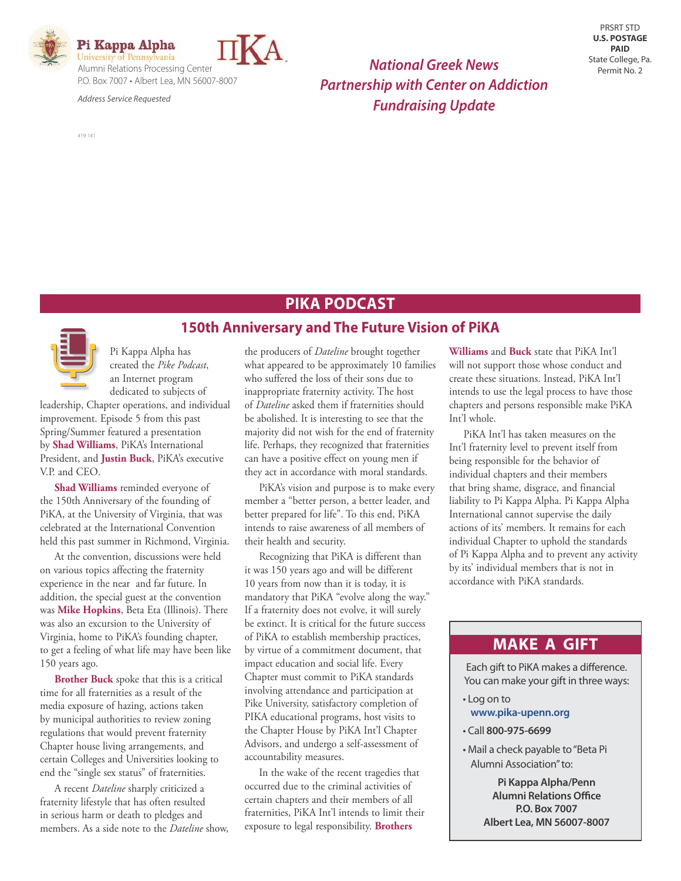Pi Kappa Alpha
University of Pennsylvania
Alumni Relations Processing Center
P.O. Box 7007 • Albert Lea, MN 56007-8007

*Address Service Requested*

419-141

PRSRT STD
**U.S. POSTAGE**
**PAID**
State College, Pa.
Permit No. 2

***National Greek News***
***Partnership with Center on Addiction***
***Fundraising Update***

# PIKA PODCAST

## 150th Anniversary and The Future Vision of PiKA

Pi Kappa Alpha has created the *Pike Podcast*, an Internet program dedicated to subjects of leadership, Chapter operations, and individual improvement. Episode 5 from this past Spring/Summer featured a presentation by **Shad Williams**, PiKA's International President, and **Justin Buck**, PiKA's executive V.P. and CEO.

**Shad Williams** reminded everyone of the 150th Anniversary of the founding of PiKA, at the University of Virginia, that was celebrated at the International Convention held this past summer in Richmond, Virginia.

At the convention, discussions were held on various topics affecting the fraternity experience in the near and far future. In addition, the special guest at the convention was **Mike Hopkins**, Beta Eta (Illinois). There was also an excursion to the University of Virginia, home to PiKA's founding chapter, to get a feeling of what life may have been like 150 years ago.

**Brother Buck** spoke that this is a critical time for all fraternities as a result of the media exposure of hazing, actions taken by municipal authorities to review zoning regulations that would prevent fraternity Chapter house living arrangements, and certain Colleges and Universities looking to end the "single sex status" of fraternities.

A recent *Dateline* sharply criticized a fraternity lifestyle that has often resulted in serious harm or death to pledges and members. As a side note to the *Dateline* show, the producers of *Dateline* brought together what appeared to be approximately 10 families who suffered the loss of their sons due to inappropriate fraternity activity. The host of *Dateline* asked them if fraternities should be abolished. It is interesting to see that the majority did not wish for the end of fraternity life. Perhaps, they recognized that fraternities can have a positive effect on young men if they act in accordance with moral standards.

PiKA's vision and purpose is to make every member a "better person, a better leader, and better prepared for life". To this end, PiKA intends to raise awareness of all members of their health and security.

Recognizing that PiKA is different than it was 150 years ago and will be different 10 years from now than it is today, it is mandatory that PiKA "evolve along the way." If a fraternity does not evolve, it will surely be extinct. It is critical for the future success of PiKA to establish membership practices, by virtue of a commitment document, that impact education and social life. Every Chapter must commit to PiKA standards involving attendance and participation at Pike University, satisfactory completion of PIKA educational programs, host visits to the Chapter House by PiKA Int'l Chapter Advisors, and undergo a self-assessment of accountability measures.

In the wake of the recent tragedies that occurred due to the criminal activities of certain chapters and their members of all fraternities, PiKA Int'l intends to limit their exposure to legal responsibility. **Brothers Williams** and **Buck** state that PiKA Int'l will not support those whose conduct and create these situations. Instead, PiKA Int'l intends to use the legal process to have those chapters and persons responsible make PiKA Int'l whole.

PiKA Int'l has taken measures on the Int'l fraternity level to prevent itself from being responsible for the behavior of individual chapters and their members that bring shame, disgrace, and financial liability to Pi Kappa Alpha. Pi Kappa Alpha International cannot supervise the daily actions of its' members. It remains for each individual Chapter to uphold the standards of Pi Kappa Alpha and to prevent any activity by its' individual members that is not in accordance with PiKA standards.

## MAKE A GIFT

Each gift to PiKA makes a difference. You can make your gift in three ways:

- Log on to **www.pika-upenn.org**
- Call **800-975-6699**
- Mail a check payable to "Beta Pi Alumni Association" to:

**Pi Kappa Alpha/Penn**
**Alumni Relations Office**
**P.O. Box 7007**
**Albert Lea, MN 56007-8007**